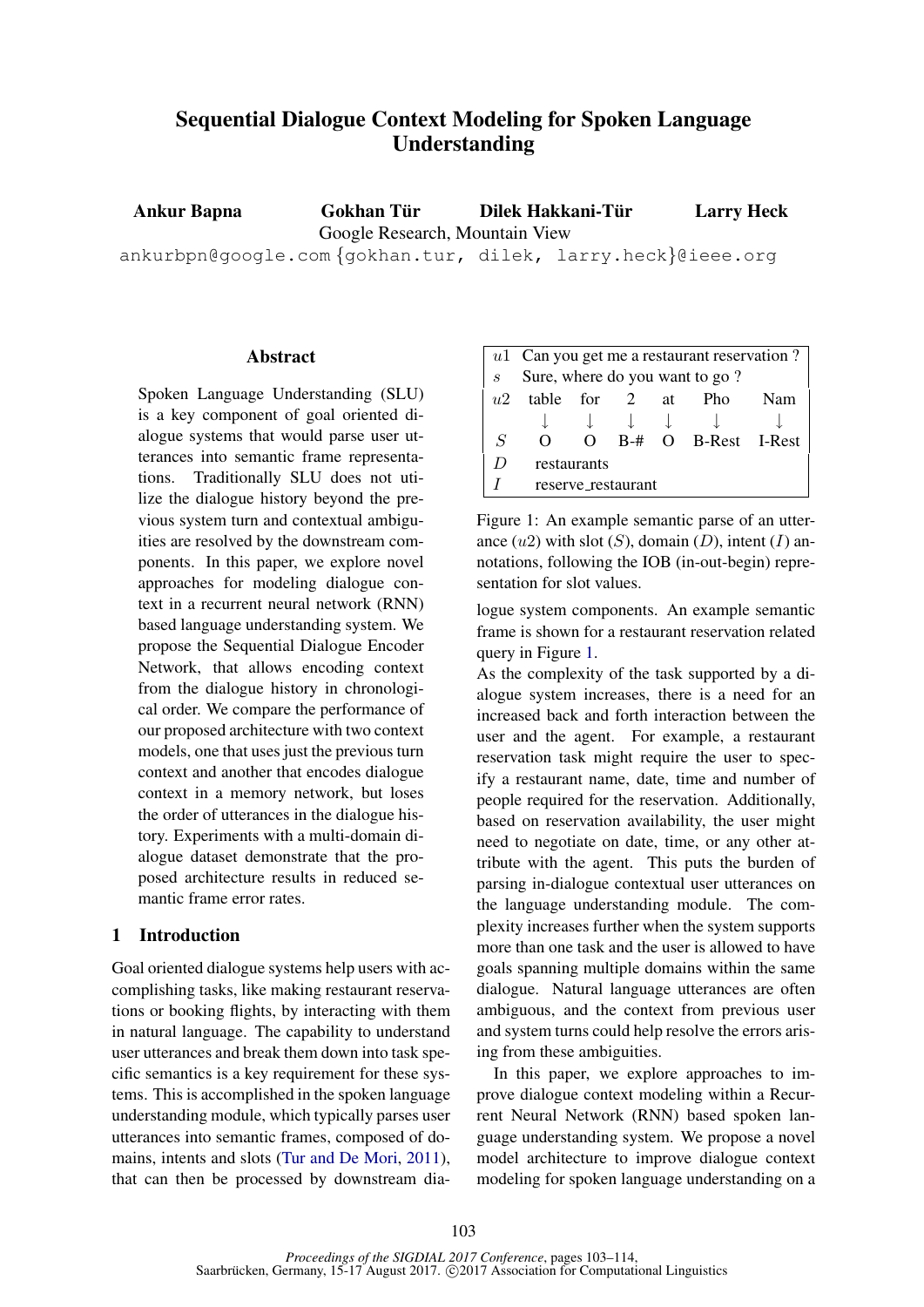# Sequential Dialogue Context Modeling for Spoken Language Understanding

**Ankur Bapna** **Gokhan Tür** **Dilek Hakkani-Tür** **Larry Heck**

Google Research, Mountain View

ankurbpn@google.com {gokhan.tur, dilek, larry.heck}@ieee.org

## Abstract

Spoken Language Understanding (SLU) is a key component of goal oriented dialogue systems that would parse user utterances into semantic frame representations. Traditionally SLU does not utilize the dialogue history beyond the previous system turn and contextual ambiguities are resolved by the downstream components. In this paper, we explore novel approaches for modeling dialogue context in a recurrent neural network (RNN) based language understanding system. We propose the Sequential Dialogue Encoder Network, that allows encoding context from the dialogue history in chronological order. We compare the performance of our proposed architecture with two context models, one that uses just the previous turn context and another that encodes dialogue context in a memory network, but loses the order of utterances in the dialogue history. Experiments with a multi-domain dialogue dataset demonstrate that the proposed architecture results in reduced semantic frame error rates.

| | | | | | | |
|---|---|---|---|---|---|---|
| $u1$ | Can you get me a restaurant reservation ? | | | | | |
| $s$ | Sure, where do you want to go ? | | | | | |
| $u2$ | table | for | 2 | at | Pho | Nam |
| | ↓ | ↓ | ↓ | ↓ | ↓ | ↓ |
| $S$ | O | O | B-# | O | B-Rest | I-Rest |
| $D$ | restaurants | | | | | |
| $I$ | reserve_restaurant | | | | | |

Figure 1: An example semantic parse of an utterance ($u2$) with slot ($S$), domain ($D$), intent ($I$) annotations, following the IOB (in-out-begin) representation for slot values.

## 1 Introduction

Goal oriented dialogue systems help users with accomplishing tasks, like making restaurant reservations or booking flights, by interacting with them in natural language. The capability to understand user utterances and break them down into task specific semantics is a key requirement for these systems. This is accomplished in the spoken language understanding module, which typically parses user utterances into semantic frames, composed of domains, intents and slots (Tur and De Mori, 2011), that can then be processed by downstream dialogue system components. An example semantic frame is shown for a restaurant reservation related query in Figure 1.

As the complexity of the task supported by a dialogue system increases, there is a need for an increased back and forth interaction between the user and the agent. For example, a restaurant reservation task might require the user to specify a restaurant name, date, time and number of people required for the reservation. Additionally, based on reservation availability, the user might need to negotiate on date, time, or any other attribute with the agent. This puts the burden of parsing in-dialogue contextual user utterances on the language understanding module. The complexity increases further when the system supports more than one task and the user is allowed to have goals spanning multiple domains within the same dialogue. Natural language utterances are often ambiguous, and the context from previous user and system turns could help resolve the errors arising from these ambiguities.

In this paper, we explore approaches to improve dialogue context modeling within a Recurrent Neural Network (RNN) based spoken language understanding system. We propose a novel model architecture to improve dialogue context modeling for spoken language understanding on a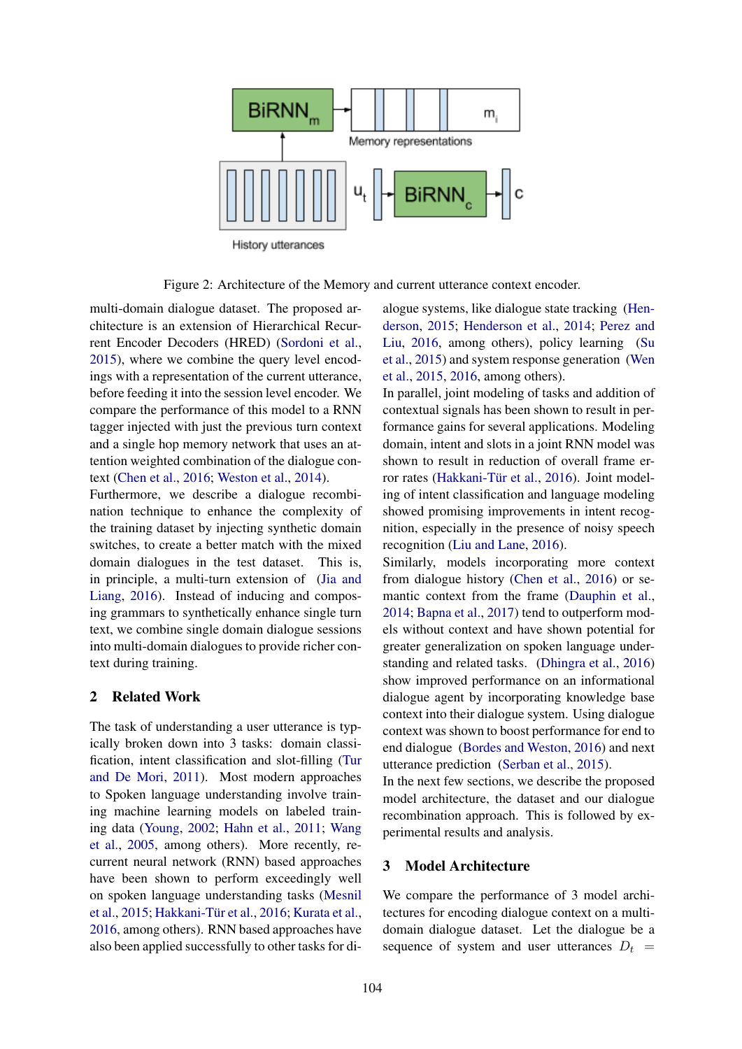Figure 2: Architecture of the Memory and current utterance context encoder.

multi-domain dialogue dataset. The proposed architecture is an extension of Hierarchical Recurrent Encoder Decoders (HRED) (Sordoni et al., 2015), where we combine the query level encodings with a representation of the current utterance, before feeding it into the session level encoder. We compare the performance of this model to a RNN tagger injected with just the previous turn context and a single hop memory network that uses an attention weighted combination of the dialogue context (Chen et al., 2016; Weston et al., 2014).

Furthermore, we describe a dialogue recombination technique to enhance the complexity of the training dataset by injecting synthetic domain switches, to create a better match with the mixed domain dialogues in the test dataset. This is, in principle, a multi-turn extension of (Jia and Liang, 2016). Instead of inducing and composing grammars to synthetically enhance single turn text, we combine single domain dialogue sessions into multi-domain dialogues to provide richer context during training.

## 2 Related Work

The task of understanding a user utterance is typically broken down into 3 tasks: domain classification, intent classification and slot-filling (Tur and De Mori, 2011). Most modern approaches to Spoken language understanding involve training machine learning models on labeled training data (Young, 2002; Hahn et al., 2011; Wang et al., 2005, among others). More recently, recurrent neural network (RNN) based approaches have been shown to perform exceedingly well on spoken language understanding tasks (Mesnil et al., 2015; Hakkani-Tür et al., 2016; Kurata et al., 2016, among others). RNN based approaches have also been applied successfully to other tasks for dialogue systems, like dialogue state tracking (Henderson, 2015; Henderson et al., 2014; Perez and Liu, 2016, among others), policy learning (Su et al., 2015) and system response generation (Wen et al., 2015, 2016, among others).

In parallel, joint modeling of tasks and addition of contextual signals has been shown to result in performance gains for several applications. Modeling domain, intent and slots in a joint RNN model was shown to result in reduction of overall frame error rates (Hakkani-Tür et al., 2016). Joint modeling of intent classification and language modeling showed promising improvements in intent recognition, especially in the presence of noisy speech recognition (Liu and Lane, 2016).

Similarly, models incorporating more context from dialogue history (Chen et al., 2016) or semantic context from the frame (Dauphin et al., 2014; Bapna et al., 2017) tend to outperform models without context and have shown potential for greater generalization on spoken language understanding and related tasks. (Dhingra et al., 2016) show improved performance on an informational dialogue agent by incorporating knowledge base context into their dialogue system. Using dialogue context was shown to boost performance for end to end dialogue (Bordes and Weston, 2016) and next utterance prediction (Serban et al., 2015).

In the next few sections, we describe the proposed model architecture, the dataset and our dialogue recombination approach. This is followed by experimental results and analysis.

## 3 Model Architecture

We compare the performance of 3 model architectures for encoding dialogue context on a multi-domain dialogue dataset. Let the dialogue be a sequence of system and user utterances $D_t =$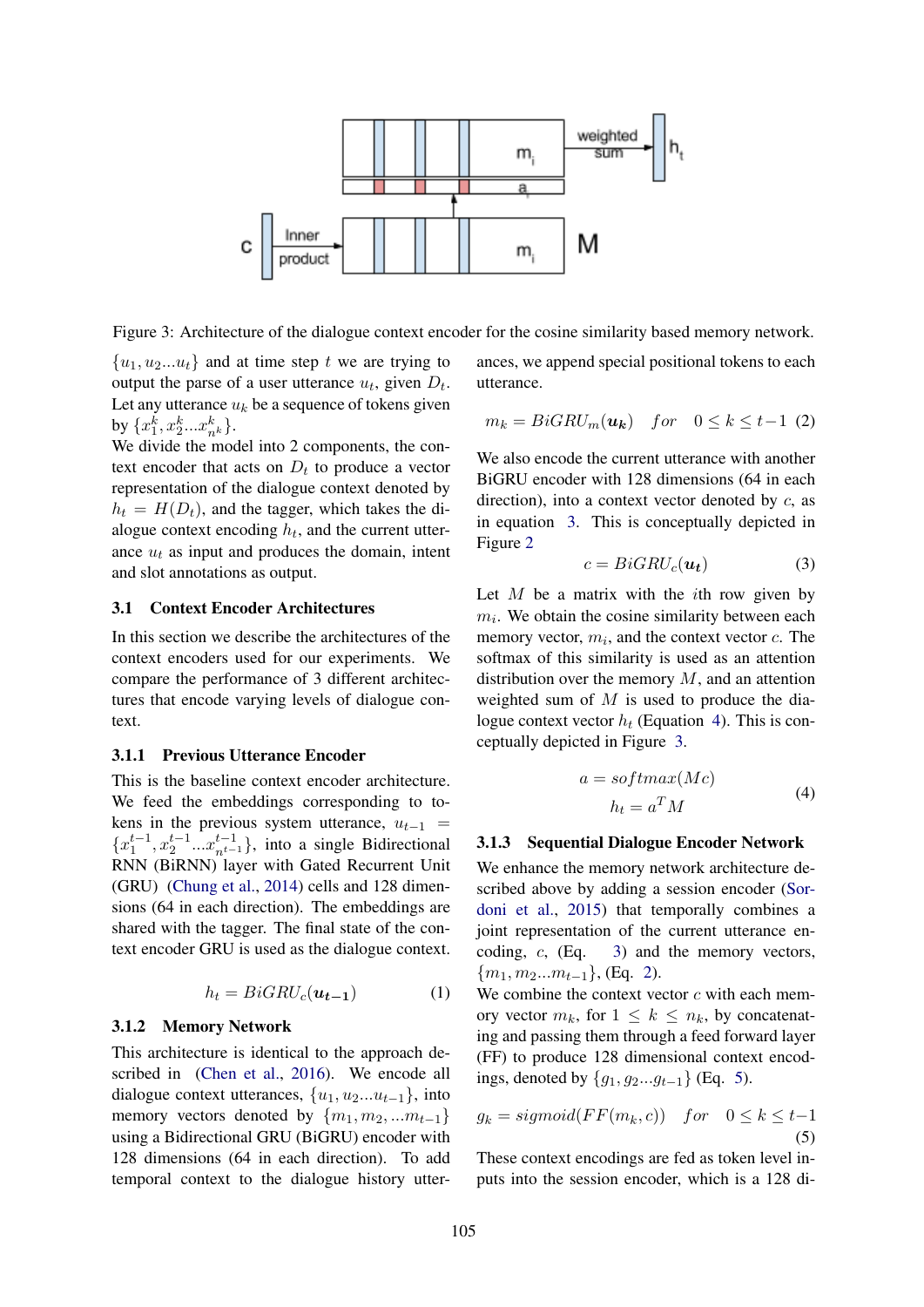Figure 3: Architecture of the dialogue context encoder for the cosine similarity based memory network.

$\{u_1, u_2...u_t\}$ and at time step $t$ we are trying to output the parse of a user utterance $u_t$, given $D_t$. Let any utterance $u_k$ be a sequence of tokens given by $\{x_1^k, x_2^k...x_{n^k}^k\}$.

We divide the model into 2 components, the context encoder that acts on $D_t$ to produce a vector representation of the dialogue context denoted by $h_t = H(D_t)$, and the tagger, which takes the dialogue context encoding $h_t$, and the current utterance $u_t$ as input and produces the domain, intent and slot annotations as output.

### 3.1 Context Encoder Architectures

In this section we describe the architectures of the context encoders used for our experiments. We compare the performance of 3 different architectures that encode varying levels of dialogue context.

#### 3.1.1 Previous Utterance Encoder

This is the baseline context encoder architecture. We feed the embeddings corresponding to tokens in the previous system utterance, $u_{t-1} = \{x_1^{t-1}, x_2^{t-1}...x_{n^{t-1}}^{t-1}\}$, into a single Bidirectional RNN (BiRNN) layer with Gated Recurrent Unit (GRU) (Chung et al., 2014) cells and 128 dimensions (64 in each direction). The embeddings are shared with the tagger. The final state of the context encoder GRU is used as the dialogue context.

$$h_t = BiGRU_c(\boldsymbol{u_{t-1}}) \tag{1}$$

#### 3.1.2 Memory Network

This architecture is identical to the approach described in (Chen et al., 2016). We encode all dialogue context utterances, $\{u_1, u_2...u_{t-1}\}$, into memory vectors denoted by $\{m_1, m_2, ...m_{t-1}\}$ using a Bidirectional GRU (BiGRU) encoder with 128 dimensions (64 in each direction). To add temporal context to the dialogue history utterances, we append special positional tokens to each utterance.

$$m_k = BiGRU_m(\boldsymbol{u_k}) \quad for \quad 0 \leq k \leq t-1 \tag{2}$$

We also encode the current utterance with another BiGRU encoder with 128 dimensions (64 in each direction), into a context vector denoted by $c$, as in equation 3. This is conceptually depicted in Figure 2

$$c = BiGRU_c(\boldsymbol{u_t}) \tag{3}$$

Let $M$ be a matrix with the $i$th row given by $m_i$. We obtain the cosine similarity between each memory vector, $m_i$, and the context vector $c$. The softmax of this similarity is used as an attention distribution over the memory $M$, and an attention weighted sum of $M$ is used to produce the dialogue context vector $h_t$ (Equation 4). This is conceptually depicted in Figure 3.

$$\begin{aligned} a &= softmax(Mc) \\ h_t &= a^T M \end{aligned} \tag{4}$$

#### 3.1.3 Sequential Dialogue Encoder Network

We enhance the memory network architecture described above by adding a session encoder (Sordoni et al., 2015) that temporally combines a joint representation of the current utterance encoding, $c$, (Eq. 3) and the memory vectors, $\{m_1, m_2...m_{t-1}\}$, (Eq. 2).

We combine the context vector $c$ with each memory vector $m_k$, for $1 \leq k \leq n_k$, by concatenating and passing them through a feed forward layer (FF) to produce 128 dimensional context encodings, denoted by $\{g_1, g_2...g_{t-1}\}$ (Eq. 5).

$$g_k = sigmoid(FF(m_k, c)) \quad for \quad 0 \leq k \leq t-1 \tag{5}$$

These context encodings are fed as token level inputs into the session encoder, which is a 128 di-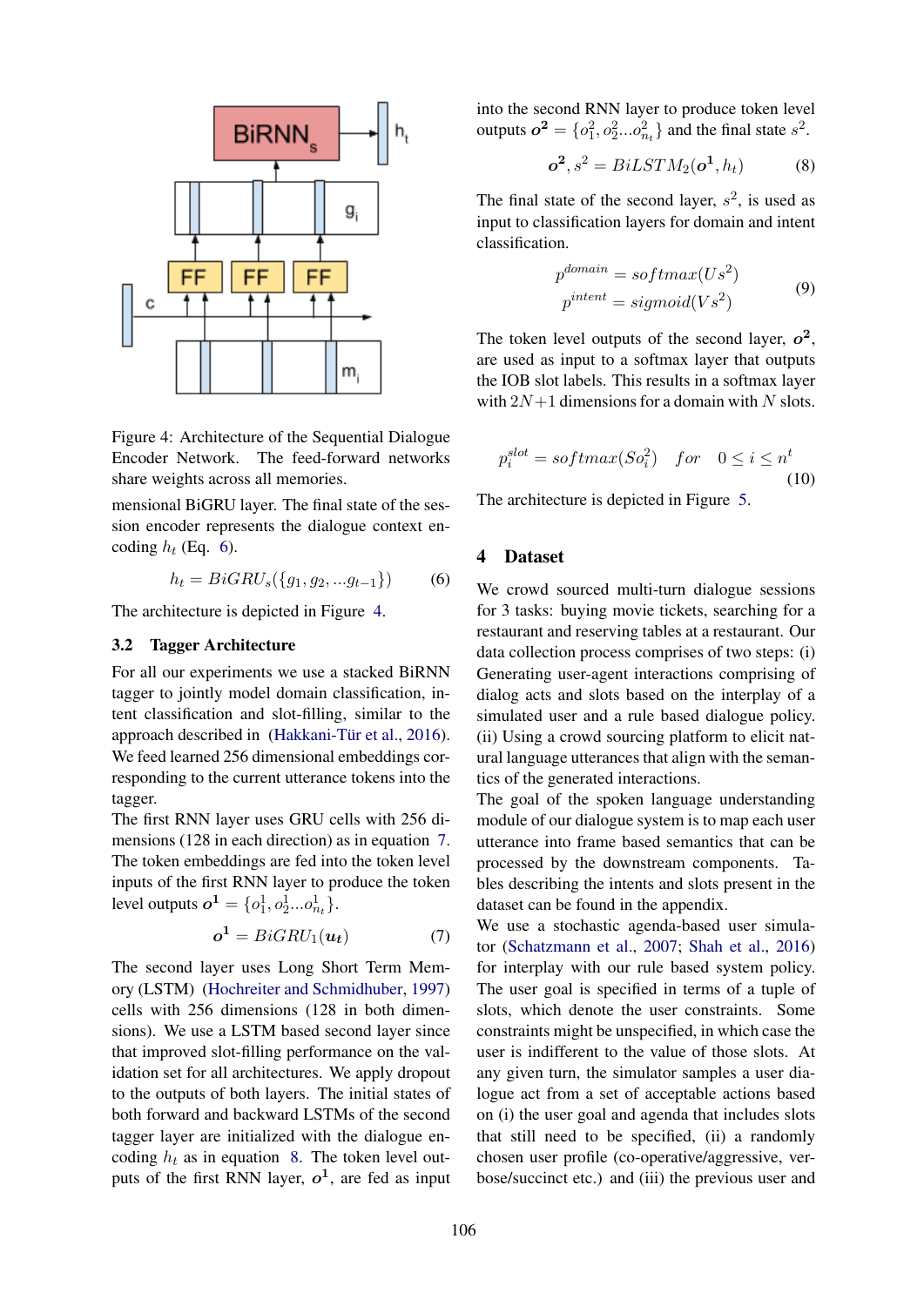Figure 4: Architecture of the Sequential Dialogue Encoder Network. The feed-forward networks share weights across all memories.

mensional BiGRU layer. The final state of the session encoder represents the dialogue context encoding $h_t$ (Eq. 6).

$$h_t = BiGRU_s(\{g_1, g_2, ...g_{t-1}\}) \quad (6)$$

The architecture is depicted in Figure 4.

### 3.2 Tagger Architecture

For all our experiments we use a stacked BiRNN tagger to jointly model domain classification, intent classification and slot-filling, similar to the approach described in (Hakkani-Tür et al., 2016). We feed learned 256 dimensional embeddings corresponding to the current utterance tokens into the tagger.

The first RNN layer uses GRU cells with 256 dimensions (128 in each direction) as in equation 7. The token embeddings are fed into the token level inputs of the first RNN layer to produce the token level outputs $\boldsymbol{o^1} = \{o_1^1, o_2^1 ... o_{n_t}^1\}$.

$$\boldsymbol{o^1} = BiGRU_1(\boldsymbol{u_t}) \quad (7)$$

The second layer uses Long Short Term Memory (LSTM) (Hochreiter and Schmidhuber, 1997) cells with 256 dimensions (128 in both dimensions). We use a LSTM based second layer since that improved slot-filling performance on the validation set for all architectures. We apply dropout to the outputs of both layers. The initial states of both forward and backward LSTMs of the second tagger layer are initialized with the dialogue encoding $h_t$ as in equation 8. The token level outputs of the first RNN layer, $\boldsymbol{o^1}$, are fed as input into the second RNN layer to produce token level outputs $\boldsymbol{o^2} = \{o_1^2, o_2^2 ... o_{n_t}^2\}$ and the final state $s^2$.

$$\boldsymbol{o^2}, s^2 = BiLSTM_2(\boldsymbol{o^1}, h_t) \quad (8)$$

The final state of the second layer, $s^2$, is used as input to classification layers for domain and intent classification.

$$p^{domain} = softmax(Us^2)$$
$$p^{intent} = sigmoid(Vs^2) \quad (9)$$

The token level outputs of the second layer, $\boldsymbol{o^2}$, are used as input to a softmax layer that outputs the IOB slot labels. This results in a softmax layer with $2N+1$ dimensions for a domain with $N$ slots.

$$p_i^{slot} = softmax(So_i^2) \quad for \quad 0 \leq i \leq n^t \quad (10)$$

The architecture is depicted in Figure 5.

## 4 Dataset

We crowd sourced multi-turn dialogue sessions for 3 tasks: buying movie tickets, searching for a restaurant and reserving tables at a restaurant. Our data collection process comprises of two steps: (i) Generating user-agent interactions comprising of dialog acts and slots based on the interplay of a simulated user and a rule based dialogue policy. (ii) Using a crowd sourcing platform to elicit natural language utterances that align with the semantics of the generated interactions.

The goal of the spoken language understanding module of our dialogue system is to map each user utterance into frame based semantics that can be processed by the downstream components. Tables describing the intents and slots present in the dataset can be found in the appendix.

We use a stochastic agenda-based user simulator (Schatzmann et al., 2007; Shah et al., 2016) for interplay with our rule based system policy. The user goal is specified in terms of a tuple of slots, which denote the user constraints. Some constraints might be unspecified, in which case the user is indifferent to the value of those slots. At any given turn, the simulator samples a user dialogue act from a set of acceptable actions based on (i) the user goal and agenda that includes slots that still need to be specified, (ii) a randomly chosen user profile (co-operative/aggressive, verbose/succinct etc.) and (iii) the previous user and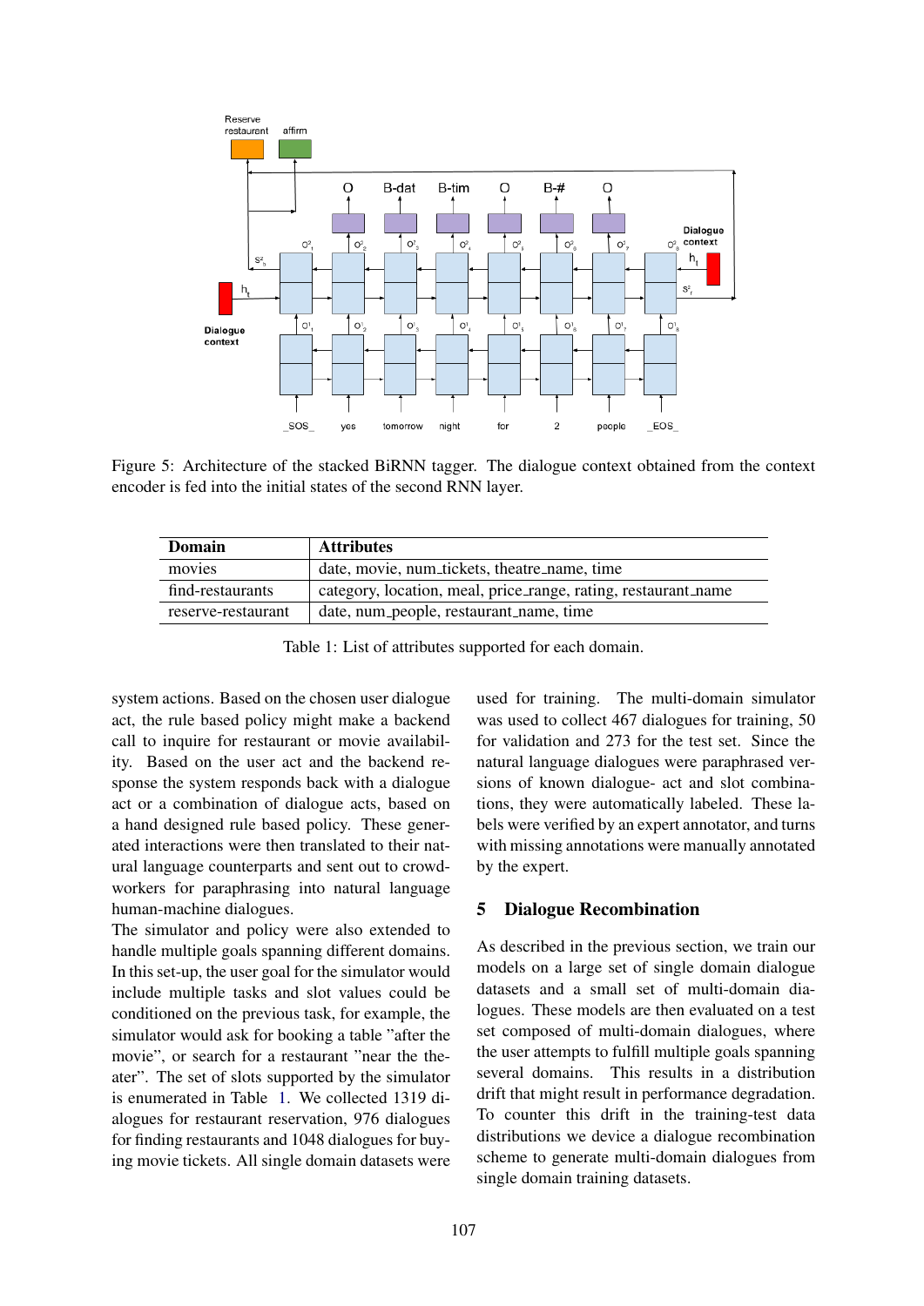Figure 5: Architecture of the stacked BiRNN tagger. The dialogue context obtained from the context encoder is fed into the initial states of the second RNN layer.

| Domain | Attributes |
|---|---|
| movies | date, movie, num_tickets, theatre_name, time |
| find-restaurants | category, location, meal, price_range, rating, restaurant_name |
| reserve-restaurant | date, num_people, restaurant_name, time |

Table 1: List of attributes supported for each domain.

system actions. Based on the chosen user dialogue act, the rule based policy might make a backend call to inquire for restaurant or movie availability. Based on the user act and the backend response the system responds back with a dialogue act or a combination of dialogue acts, based on a hand designed rule based policy. These generated interactions were then translated to their natural language counterparts and sent out to crowd-workers for paraphrasing into natural language human-machine dialogues.

The simulator and policy were also extended to handle multiple goals spanning different domains. In this set-up, the user goal for the simulator would include multiple tasks and slot values could be conditioned on the previous task, for example, the simulator would ask for booking a table "after the movie", or search for a restaurant "near the theater". The set of slots supported by the simulator is enumerated in Table 1. We collected 1319 dialogues for restaurant reservation, 976 dialogues for finding restaurants and 1048 dialogues for buying movie tickets. All single domain datasets were used for training. The multi-domain simulator was used to collect 467 dialogues for training, 50 for validation and 273 for the test set. Since the natural language dialogues were paraphrased versions of known dialogue- act and slot combinations, they were automatically labeled. These labels were verified by an expert annotator, and turns with missing annotations were manually annotated by the expert.

## 5 Dialogue Recombination

As described in the previous section, we train our models on a large set of single domain dialogue datasets and a small set of multi-domain dialogues. These models are then evaluated on a test set composed of multi-domain dialogues, where the user attempts to fulfill multiple goals spanning several domains. This results in a distribution drift that might result in performance degradation. To counter this drift in the training-test data distributions we device a dialogue recombination scheme to generate multi-domain dialogues from single domain training datasets.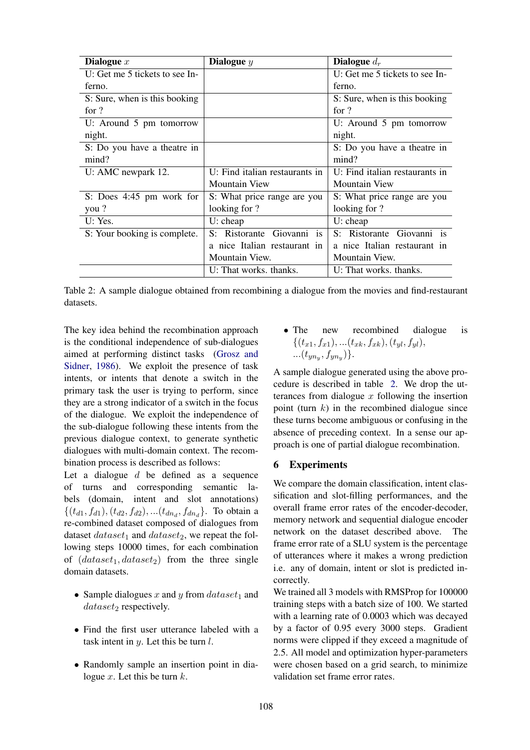| **Dialogue** $x$ | **Dialogue** $y$ | **Dialogue** $d_r$ |
|---|---|---|
| U: Get me 5 tickets to see Inferno. | | U: Get me 5 tickets to see Inferno. |
| S: Sure, when is this booking for ? | | S: Sure, when is this booking for ? |
| U: Around 5 pm tomorrow night. | | U: Around 5 pm tomorrow night. |
| S: Do you have a theatre in mind? | | S: Do you have a theatre in mind? |
| U: AMC newpark 12. | U: Find italian restaurants in Mountain View | U: Find italian restaurants in Mountain View |
| S: Does 4:45 pm work for you ? | S: What price range are you looking for ? | S: What price range are you looking for ? |
| U: Yes. | U: cheap | U: cheap |
| S: Your booking is complete. | S: Ristorante Giovanni is a nice Italian restaurant in Mountain View. | S: Ristorante Giovanni is a nice Italian restaurant in Mountain View. |
| | U: That works. thanks. | U: That works. thanks. |

Table 2: A sample dialogue obtained from recombining a dialogue from the movies and find-restaurant datasets.

The key idea behind the recombination approach is the conditional independence of sub-dialogues aimed at performing distinct tasks (Grosz and Sidner, 1986). We exploit the presence of task intents, or intents that denote a switch in the primary task the user is trying to perform, since they are a strong indicator of a switch in the focus of the dialogue. We exploit the independence of the sub-dialogue following these intents from the previous dialogue context, to generate synthetic dialogues with multi-domain context. The recombination process is described as follows:

Let a dialogue $d$ be defined as a sequence of turns and corresponding semantic labels (domain, intent and slot annotations) $\{(t_{d1}, f_{d1}), (t_{d2}, f_{d2}), ...(t_{dn_d}, f_{dn_d}\}$. To obtain a re-combined dataset composed of dialogues from dataset $dataset_1$ and $dataset_2$, we repeat the following steps 10000 times, for each combination of $(dataset_1, dataset_2)$ from the three single domain datasets.

- Sample dialogues $x$ and $y$ from $dataset_1$ and $dataset_2$ respectively.
- Find the first user utterance labeled with a task intent in $y$. Let this be turn $l$.
- Randomly sample an insertion point in dialogue $x$. Let this be turn $k$.
- The new recombined dialogue is $\{(t_{x1}, f_{x1}), ...(t_{xk}, f_{xk}), (t_{yl}, f_{yl}), ...(t_{yn_y}, f_{yn_y})\}$.

A sample dialogue generated using the above procedure is described in table 2. We drop the utterances from dialogue $x$ following the insertion point (turn $k$) in the recombined dialogue since these turns become ambiguous or confusing in the absence of preceding context. In a sense our approach is one of partial dialogue recombination.

## 6 Experiments

We compare the domain classification, intent classification and slot-filling performances, and the overall frame error rates of the encoder-decoder, memory network and sequential dialogue encoder network on the dataset described above. The frame error rate of a SLU system is the percentage of utterances where it makes a wrong prediction i.e. any of domain, intent or slot is predicted incorrectly.

We trained all 3 models with RMSProp for 100000 training steps with a batch size of 100. We started with a learning rate of 0.0003 which was decayed by a factor of 0.95 every 3000 steps. Gradient norms were clipped if they exceed a magnitude of 2.5. All model and optimization hyper-parameters were chosen based on a grid search, to minimize validation set frame error rates.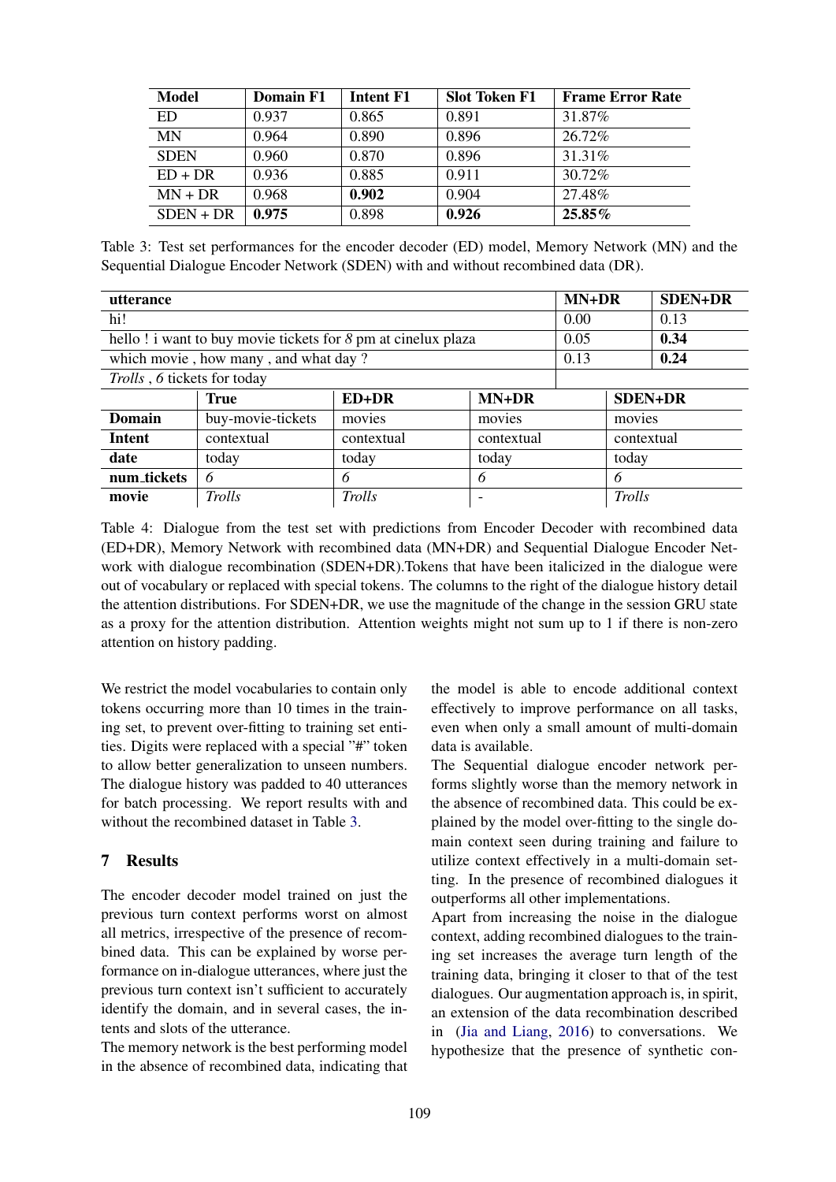| Model | Domain F1 | Intent F1 | Slot Token F1 | Frame Error Rate |
|---|---|---|---|---|
| ED | 0.937 | 0.865 | 0.891 | 31.87% |
| MN | 0.964 | 0.890 | 0.896 | 26.72% |
| SDEN | 0.960 | 0.870 | 0.896 | 31.31% |
| ED + DR | 0.936 | 0.885 | 0.911 | 30.72% |
| MN + DR | 0.968 | **0.902** | 0.904 | 27.48% |
| SDEN + DR | **0.975** | 0.898 | **0.926** | **25.85%** |

Table 3: Test set performances for the encoder decoder (ED) model, Memory Network (MN) and the Sequential Dialogue Encoder Network (SDEN) with and without recombined data (DR).

| utterance | MN+DR | SDEN+DR |
|---|---|---|
| hi! | 0.00 | 0.13 |
| hello ! i want to buy movie tickets for *8* pm at cinelux plaza | 0.05 | **0.34** |
| which movie , how many , and what day ? | 0.13 | **0.24** |
| *Trolls* , *6* tickets for today | | |

| | True | ED+DR | MN+DR | SDEN+DR |
|---|---|---|---|---|
| **Domain** | buy-movie-tickets | movies | movies | movies |
| **Intent** | contextual | contextual | contextual | contextual |
| **date** | today | today | today | today |
| **num_tickets** | *6* | *6* | *6* | *6* |
| **movie** | *Trolls* | *Trolls* | - | *Trolls* |

Table 4: Dialogue from the test set with predictions from Encoder Decoder with recombined data (ED+DR), Memory Network with recombined data (MN+DR) and Sequential Dialogue Encoder Network with dialogue recombination (SDEN+DR).Tokens that have been italicized in the dialogue were out of vocabulary or replaced with special tokens. The columns to the right of the dialogue history detail the attention distributions. For SDEN+DR, we use the magnitude of the change in the session GRU state as a proxy for the attention distribution. Attention weights might not sum up to 1 if there is non-zero attention on history padding.

We restrict the model vocabularies to contain only tokens occurring more than 10 times in the training set, to prevent over-fitting to training set entities. Digits were replaced with a special "#" token to allow better generalization to unseen numbers. The dialogue history was padded to 40 utterances for batch processing. We report results with and without the recombined dataset in Table 3.

## 7 Results

The encoder decoder model trained on just the previous turn context performs worst on almost all metrics, irrespective of the presence of recombined data. This can be explained by worse performance on in-dialogue utterances, where just the previous turn context isn't sufficient to accurately identify the domain, and in several cases, the intents and slots of the utterance.

The memory network is the best performing model in the absence of recombined data, indicating that the model is able to encode additional context effectively to improve performance on all tasks, even when only a small amount of multi-domain data is available.

The Sequential dialogue encoder network performs slightly worse than the memory network in the absence of recombined data. This could be explained by the model over-fitting to the single domain context seen during training and failure to utilize context effectively in a multi-domain setting. In the presence of recombined dialogues it outperforms all other implementations.

Apart from increasing the noise in the dialogue context, adding recombined dialogues to the training set increases the average turn length of the training data, bringing it closer to that of the test dialogues. Our augmentation approach is, in spirit, an extension of the data recombination described in (Jia and Liang, 2016) to conversations. We hypothesize that the presence of synthetic con-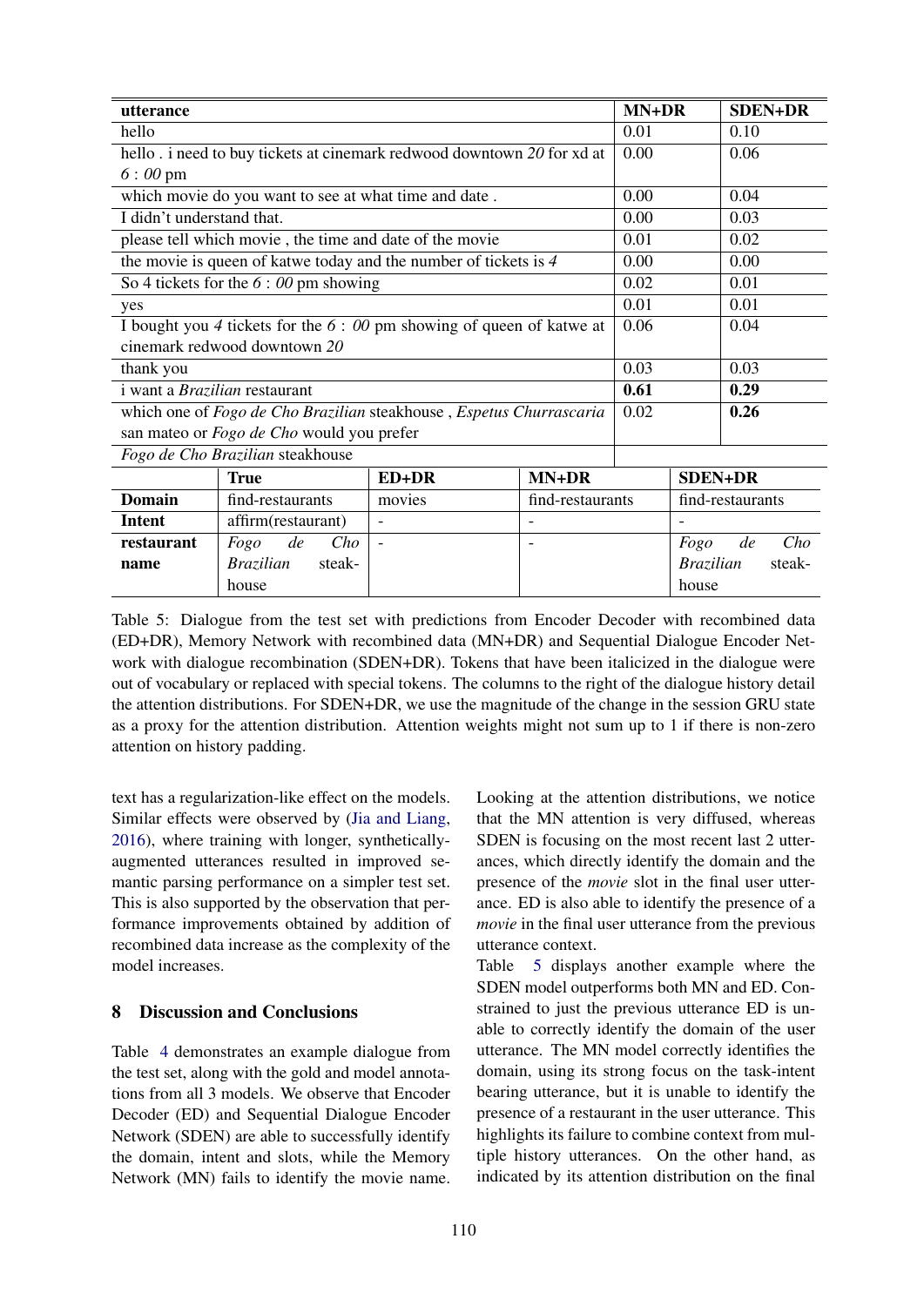| utterance | MN+DR | SDEN+DR |
|---|---|---|
| hello | 0.01 | 0.10 |
| hello . i need to buy tickets at cinemark redwood downtown *20* for xd at *6* : *00* pm | 0.00 | 0.06 |
| which movie do you want to see at what time and date . | 0.00 | 0.04 |
| I didn't understand that. | 0.00 | 0.03 |
| please tell which movie , the time and date of the movie | 0.01 | 0.02 |
| the movie is queen of katwe today and the number of tickets is *4* | 0.00 | 0.00 |
| So 4 tickets for the *6* : *00* pm showing | 0.02 | 0.01 |
| yes | 0.01 | 0.01 |
| I bought you *4* tickets for the *6* : *00* pm showing of queen of katwe at cinemark redwood downtown *20* | 0.06 | 0.04 |
| thank you | 0.03 | 0.03 |
| i want a *Brazilian* restaurant | **0.61** | **0.29** |
| which one of *Fogo de Cho Brazilian* steakhouse , *Espetus Churrascaria* san mateo or *Fogo de Cho* would you prefer | 0.02 | **0.26** |
| *Fogo de Cho Brazilian* steakhouse | | |

| | True | ED+DR | MN+DR | SDEN+DR |
|---|---|---|---|---|
| **Domain** | find-restaurants | movies | find-restaurants | find-restaurants |
| **Intent** | affirm(restaurant) | - | - | - |
| **restaurant name** | *Fogo de Cho Brazilian* steakhouse | - | - | *Fogo de Cho Brazilian* steakhouse |

Table 5: Dialogue from the test set with predictions from Encoder Decoder with recombined data (ED+DR), Memory Network with recombined data (MN+DR) and Sequential Dialogue Encoder Network with dialogue recombination (SDEN+DR). Tokens that have been italicized in the dialogue were out of vocabulary or replaced with special tokens. The columns to the right of the dialogue history detail the attention distributions. For SDEN+DR, we use the magnitude of the change in the session GRU state as a proxy for the attention distribution. Attention weights might not sum up to 1 if there is non-zero attention on history padding.

text has a regularization-like effect on the models. Similar effects were observed by (Jia and Liang, 2016), where training with longer, synthetically-augmented utterances resulted in improved semantic parsing performance on a simpler test set. This is also supported by the observation that performance improvements obtained by addition of recombined data increase as the complexity of the model increases.

## 8 Discussion and Conclusions

Table 4 demonstrates an example dialogue from the test set, along with the gold and model annotations from all 3 models. We observe that Encoder Decoder (ED) and Sequential Dialogue Encoder Network (SDEN) are able to successfully identify the domain, intent and slots, while the Memory Network (MN) fails to identify the movie name. Looking at the attention distributions, we notice that the MN attention is very diffused, whereas SDEN is focusing on the most recent last 2 utterances, which directly identify the domain and the presence of the *movie* slot in the final user utterance. ED is also able to identify the presence of a *movie* in the final user utterance from the previous utterance context.

Table 5 displays another example where the SDEN model outperforms both MN and ED. Constrained to just the previous utterance ED is unable to correctly identify the domain of the user utterance. The MN model correctly identifies the domain, using its strong focus on the task-intent bearing utterance, but it is unable to identify the presence of a restaurant in the user utterance. This highlights its failure to combine context from multiple history utterances. On the other hand, as indicated by its attention distribution on the final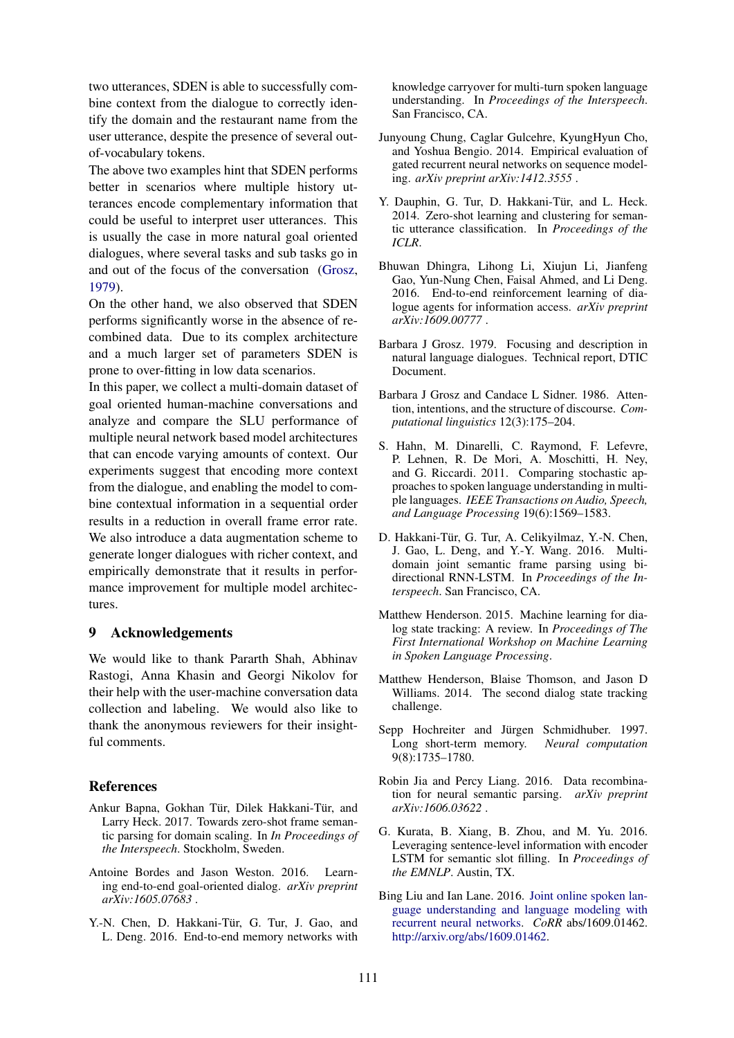two utterances, SDEN is able to successfully combine context from the dialogue to correctly identify the domain and the restaurant name from the user utterance, despite the presence of several out-of-vocabulary tokens.

The above two examples hint that SDEN performs better in scenarios where multiple history utterances encode complementary information that could be useful to interpret user utterances. This is usually the case in more natural goal oriented dialogues, where several tasks and sub tasks go in and out of the focus of the conversation (Grosz, 1979).

On the other hand, we also observed that SDEN performs significantly worse in the absence of recombined data. Due to its complex architecture and a much larger set of parameters SDEN is prone to over-fitting in low data scenarios.

In this paper, we collect a multi-domain dataset of goal oriented human-machine conversations and analyze and compare the SLU performance of multiple neural network based model architectures that can encode varying amounts of context. Our experiments suggest that encoding more context from the dialogue, and enabling the model to combine contextual information in a sequential order results in a reduction in overall frame error rate. We also introduce a data augmentation scheme to generate longer dialogues with richer context, and empirically demonstrate that it results in performance improvement for multiple model architectures.

## 9 Acknowledgements

We would like to thank Pararth Shah, Abhinav Rastogi, Anna Khasin and Georgi Nikolov for their help with the user-machine conversation data collection and labeling. We would also like to thank the anonymous reviewers for their insightful comments.

## References

Ankur Bapna, Gokhan Tür, Dilek Hakkani-Tür, and Larry Heck. 2017. Towards zero-shot frame semantic parsing for domain scaling. In *In Proceedings of the Interspeech*. Stockholm, Sweden.

Antoine Bordes and Jason Weston. 2016. Learning end-to-end goal-oriented dialog. *arXiv preprint arXiv:1605.07683* .

Y.-N. Chen, D. Hakkani-Tür, G. Tur, J. Gao, and L. Deng. 2016. End-to-end memory networks with knowledge carryover for multi-turn spoken language understanding. In *Proceedings of the Interspeech*. San Francisco, CA.

Junyoung Chung, Caglar Gulcehre, KyungHyun Cho, and Yoshua Bengio. 2014. Empirical evaluation of gated recurrent neural networks on sequence modeling. *arXiv preprint arXiv:1412.3555* .

Y. Dauphin, G. Tur, D. Hakkani-Tür, and L. Heck. 2014. Zero-shot learning and clustering for semantic utterance classification. In *Proceedings of the ICLR*.

Bhuwan Dhingra, Lihong Li, Xiujun Li, Jianfeng Gao, Yun-Nung Chen, Faisal Ahmed, and Li Deng. 2016. End-to-end reinforcement learning of dialogue agents for information access. *arXiv preprint arXiv:1609.00777* .

Barbara J Grosz. 1979. Focusing and description in natural language dialogues. Technical report, DTIC Document.

Barbara J Grosz and Candace L Sidner. 1986. Attention, intentions, and the structure of discourse. *Computational linguistics* 12(3):175–204.

S. Hahn, M. Dinarelli, C. Raymond, F. Lefevre, P. Lehnen, R. De Mori, A. Moschitti, H. Ney, and G. Riccardi. 2011. Comparing stochastic approaches to spoken language understanding in multiple languages. *IEEE Transactions on Audio, Speech, and Language Processing* 19(6):1569–1583.

D. Hakkani-Tür, G. Tur, A. Celikyilmaz, Y.-N. Chen, J. Gao, L. Deng, and Y.-Y. Wang. 2016. Multi-domain joint semantic frame parsing using bi-directional RNN-LSTM. In *Proceedings of the Interspeech*. San Francisco, CA.

Matthew Henderson. 2015. Machine learning for dialog state tracking: A review. In *Proceedings of The First International Workshop on Machine Learning in Spoken Language Processing*.

Matthew Henderson, Blaise Thomson, and Jason D Williams. 2014. The second dialog state tracking challenge.

Sepp Hochreiter and Jürgen Schmidhuber. 1997. Long short-term memory. *Neural computation* 9(8):1735–1780.

Robin Jia and Percy Liang. 2016. Data recombination for neural semantic parsing. *arXiv preprint arXiv:1606.03622* .

G. Kurata, B. Xiang, B. Zhou, and M. Yu. 2016. Leveraging sentence-level information with encoder LSTM for semantic slot filling. In *Proceedings of the EMNLP*. Austin, TX.

Bing Liu and Ian Lane. 2016. Joint online spoken language understanding and language modeling with recurrent neural networks. *CoRR* abs/1609.01462. http://arxiv.org/abs/1609.01462.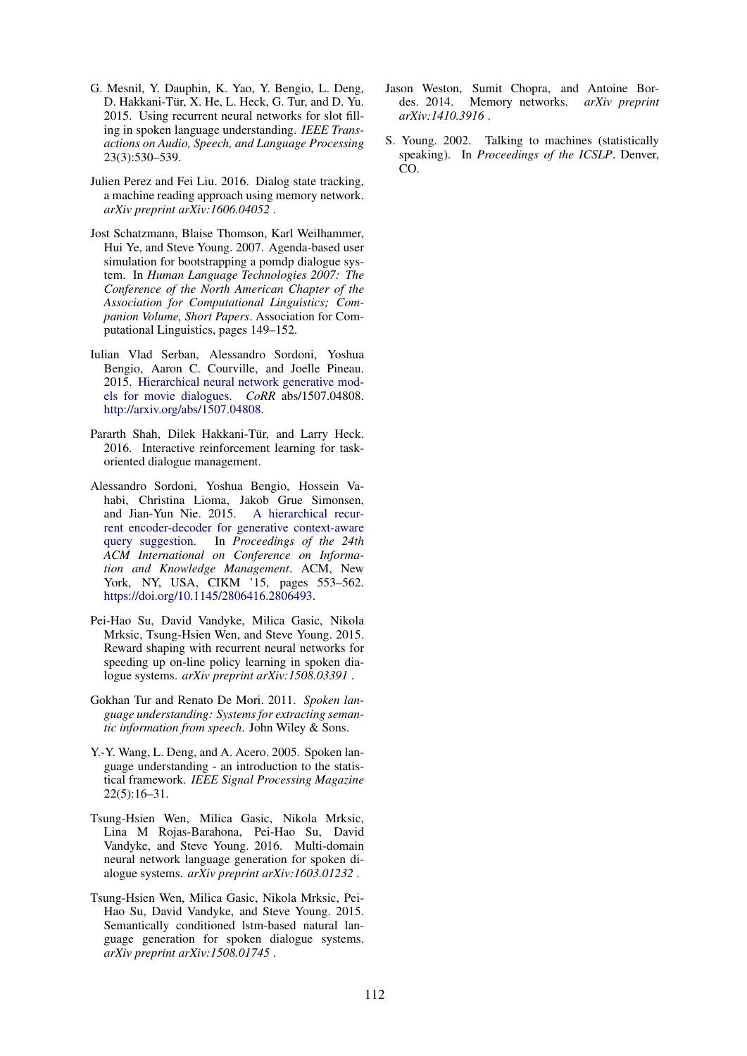G. Mesnil, Y. Dauphin, K. Yao, Y. Bengio, L. Deng, D. Hakkani-Tür, X. He, L. Heck, G. Tur, and D. Yu. 2015. Using recurrent neural networks for slot filling in spoken language understanding. *IEEE Transactions on Audio, Speech, and Language Processing* 23(3):530–539.

Julien Perez and Fei Liu. 2016. Dialog state tracking, a machine reading approach using memory network. *arXiv preprint arXiv:1606.04052* .

Jost Schatzmann, Blaise Thomson, Karl Weilhammer, Hui Ye, and Steve Young. 2007. Agenda-based user simulation for bootstrapping a pomdp dialogue system. In *Human Language Technologies 2007: The Conference of the North American Chapter of the Association for Computational Linguistics; Companion Volume, Short Papers*. Association for Computational Linguistics, pages 149–152.

Iulian Vlad Serban, Alessandro Sordoni, Yoshua Bengio, Aaron C. Courville, and Joelle Pineau. 2015. Hierarchical neural network generative models for movie dialogues. *CoRR* abs/1507.04808. http://arxiv.org/abs/1507.04808.

Pararth Shah, Dilek Hakkani-Tür, and Larry Heck. 2016. Interactive reinforcement learning for task-oriented dialogue management.

Alessandro Sordoni, Yoshua Bengio, Hossein Vahabi, Christina Lioma, Jakob Grue Simonsen, and Jian-Yun Nie. 2015. A hierarchical recurrent encoder-decoder for generative context-aware query suggestion. In *Proceedings of the 24th ACM International on Conference on Information and Knowledge Management*. ACM, New York, NY, USA, CIKM '15, pages 553–562. https://doi.org/10.1145/2806416.2806493.

Pei-Hao Su, David Vandyke, Milica Gasic, Nikola Mrksic, Tsung-Hsien Wen, and Steve Young. 2015. Reward shaping with recurrent neural networks for speeding up on-line policy learning in spoken dialogue systems. *arXiv preprint arXiv:1508.03391* .

Gokhan Tur and Renato De Mori. 2011. *Spoken language understanding: Systems for extracting semantic information from speech*. John Wiley & Sons.

Y.-Y. Wang, L. Deng, and A. Acero. 2005. Spoken language understanding - an introduction to the statistical framework. *IEEE Signal Processing Magazine* 22(5):16–31.

Tsung-Hsien Wen, Milica Gasic, Nikola Mrksic, Lina M Rojas-Barahona, Pei-Hao Su, David Vandyke, and Steve Young. 2016. Multi-domain neural network language generation for spoken dialogue systems. *arXiv preprint arXiv:1603.01232* .

Tsung-Hsien Wen, Milica Gasic, Nikola Mrksic, Pei-Hao Su, David Vandyke, and Steve Young. 2015. Semantically conditioned lstm-based natural language generation for spoken dialogue systems. *arXiv preprint arXiv:1508.01745* .

Jason Weston, Sumit Chopra, and Antoine Bordes. 2014. Memory networks. *arXiv preprint arXiv:1410.3916* .

S. Young. 2002. Talking to machines (statistically speaking). In *Proceedings of the ICSLP*. Denver, CO.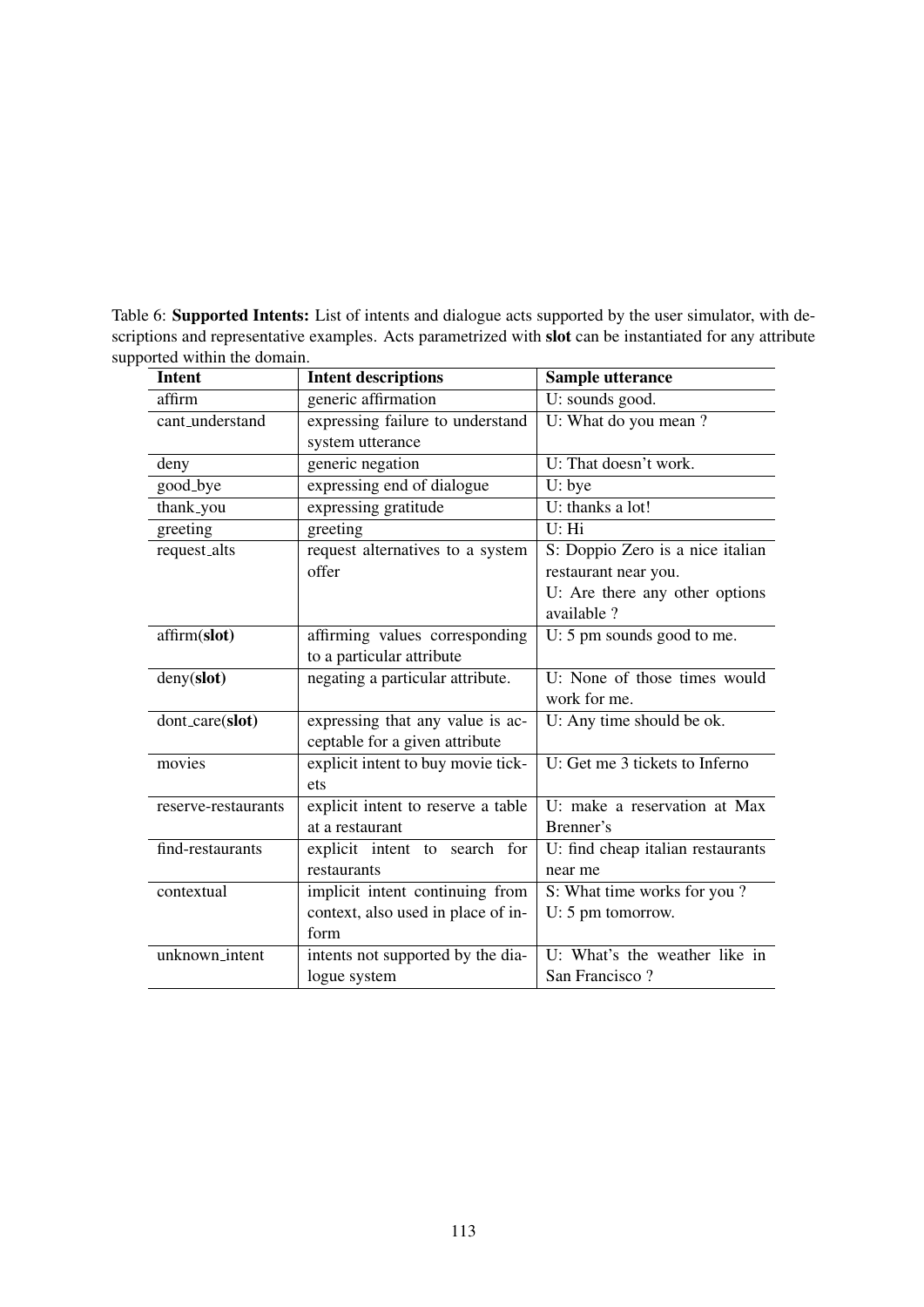Table 6: **Supported Intents:** List of intents and dialogue acts supported by the user simulator, with descriptions and representative examples. Acts parametrized with **slot** can be instantiated for any attribute supported within the domain.

| Intent | Intent descriptions | Sample utterance |
|---|---|---|
| affirm | generic affirmation | U: sounds good. |
| cant_understand | expressing failure to understand system utterance | U: What do you mean ? |
| deny | generic negation | U: That doesn't work. |
| good_bye | expressing end of dialogue | U: bye |
| thank_you | expressing gratitude | U: thanks a lot! |
| greeting | greeting | U: Hi |
| request_alts | request alternatives to a system offer | S: Doppio Zero is a nice italian restaurant near you. U: Are there any other options available ? |
| affirm(**slot**) | affirming values corresponding to a particular attribute | U: 5 pm sounds good to me. |
| deny(**slot**) | negating a particular attribute. | U: None of those times would work for me. |
| dont_care(**slot**) | expressing that any value is acceptable for a given attribute | U: Any time should be ok. |
| movies | explicit intent to buy movie tickets | U: Get me 3 tickets to Inferno |
| reserve-restaurants | explicit intent to reserve a table at a restaurant | U: make a reservation at Max Brenner's |
| find-restaurants | explicit intent to search for restaurants | U: find cheap italian restaurants near me |
| contextual | implicit intent continuing from context, also used in place of inform | S: What time works for you ? U: 5 pm tomorrow. |
| unknown_intent | intents not supported by the dialogue system | U: What's the weather like in San Francisco ? |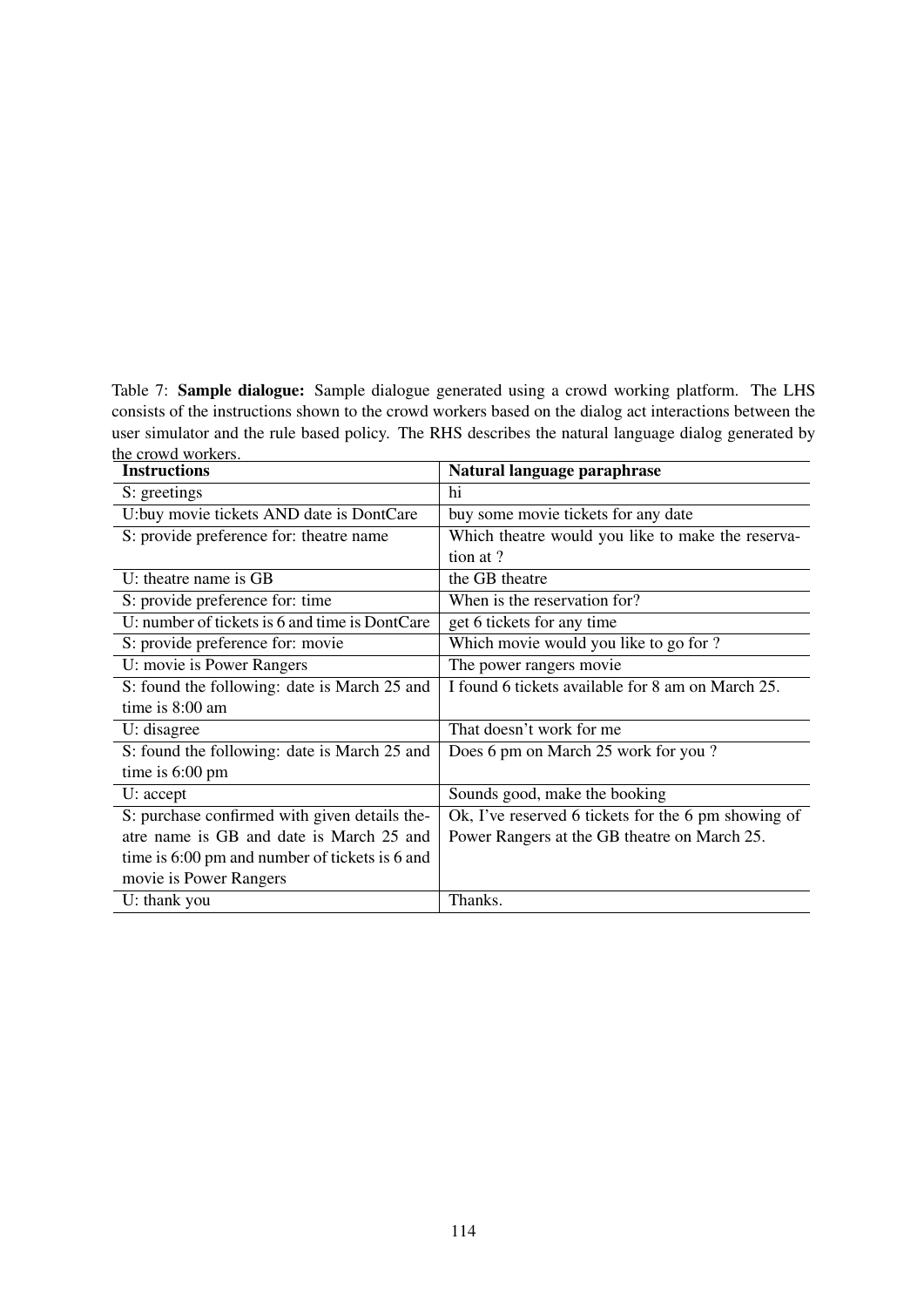Table 7: **Sample dialogue:** Sample dialogue generated using a crowd working platform. The LHS consists of the instructions shown to the crowd workers based on the dialog act interactions between the user simulator and the rule based policy. The RHS describes the natural language dialog generated by the crowd workers.

| **Instructions** | **Natural language paraphrase** |
|---|---|
| S: greetings | hi |
| U:buy movie tickets AND date is DontCare | buy some movie tickets for any date |
| S: provide preference for: theatre name | Which theatre would you like to make the reservation at ? |
| U: theatre name is GB | the GB theatre |
| S: provide preference for: time | When is the reservation for? |
| U: number of tickets is 6 and time is DontCare | get 6 tickets for any time |
| S: provide preference for: movie | Which movie would you like to go for ? |
| U: movie is Power Rangers | The power rangers movie |
| S: found the following: date is March 25 and time is 8:00 am | I found 6 tickets available for 8 am on March 25. |
| U: disagree | That doesn't work for me |
| S: found the following: date is March 25 and time is 6:00 pm | Does 6 pm on March 25 work for you ? |
| U: accept | Sounds good, make the booking |
| S: purchase confirmed with given details theatre name is GB and date is March 25 and time is 6:00 pm and number of tickets is 6 and movie is Power Rangers | Ok, I've reserved 6 tickets for the 6 pm showing of Power Rangers at the GB theatre on March 25. |
| U: thank you | Thanks. |